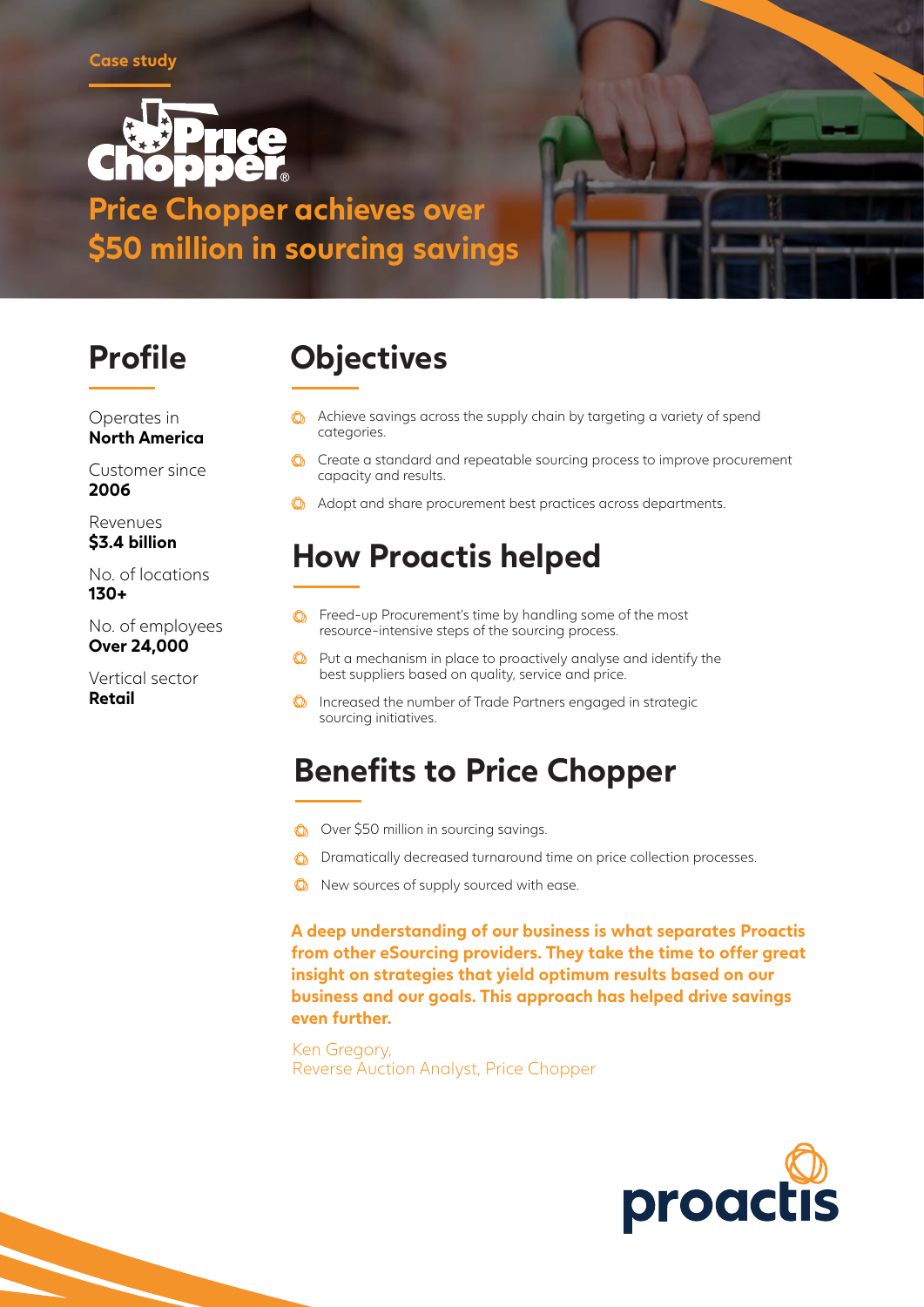Case study

# Price Chopper achieves over $50 million in sourcing savings

## Profile

Operates in
**North America**

Customer since
**2006**

Revenues
**$3.4 billion**

No. of locations
**130+**

No. of employees
**Over 24,000**

Vertical sector
**Retail**

## Objectives

- Achieve savings across the supply chain by targeting a variety of spend categories.
- Create a standard and repeatable sourcing process to improve procurement capacity and results.
- Adopt and share procurement best practices across departments.

## How Proactis helped

- Freed-up Procurement's time by handling some of the most resource-intensive steps of the sourcing process.
- Put a mechanism in place to proactively analyse and identify the best suppliers based on quality, service and price.
- Increased the number of Trade Partners engaged in strategic sourcing initiatives.

## Benefits to Price Chopper

- Over $50 million in sourcing savings.
- Dramatically decreased turnaround time on price collection processes.
- New sources of supply sourced with ease.

**A deep understanding of our business is what separates Proactis from other eSourcing providers. They take the time to offer great insight on strategies that yield optimum results based on our business and our goals. This approach has helped drive savings even further.**

Ken Gregory,
Reverse Auction Analyst, Price Chopper

proactis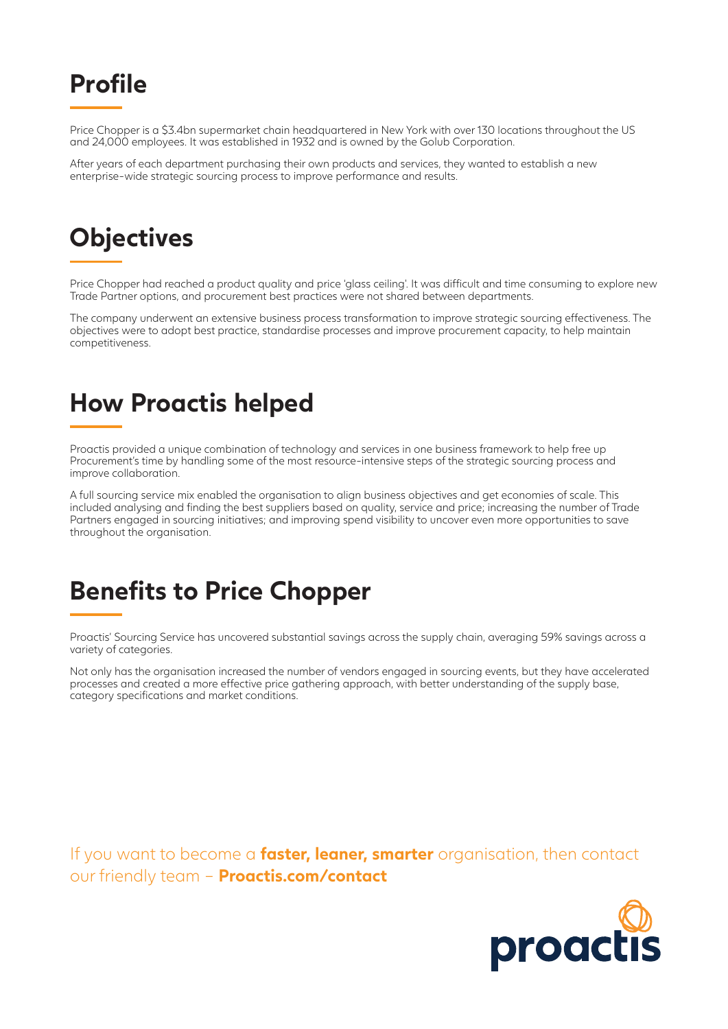## Profile

Price Chopper is a $3.4bn supermarket chain headquartered in New York with over 130 locations throughout the US and 24,000 employees. It was established in 1932 and is owned by the Golub Corporation.

After years of each department purchasing their own products and services, they wanted to establish a new enterprise-wide strategic sourcing process to improve performance and results.

## Objectives

Price Chopper had reached a product quality and price 'glass ceiling'. It was difficult and time consuming to explore new Trade Partner options, and procurement best practices were not shared between departments.

The company underwent an extensive business process transformation to improve strategic sourcing effectiveness. The objectives were to adopt best practice, standardise processes and improve procurement capacity, to help maintain competitiveness.

## How Proactis helped

Proactis provided a unique combination of technology and services in one business framework to help free up Procurement's time by handling some of the most resource-intensive steps of the strategic sourcing process and improve collaboration.

A full sourcing service mix enabled the organisation to align business objectives and get economies of scale. This included analysing and finding the best suppliers based on quality, service and price; increasing the number of Trade Partners engaged in sourcing initiatives; and improving spend visibility to uncover even more opportunities to save throughout the organisation.

## Benefits to Price Chopper

Proactis' Sourcing Service has uncovered substantial savings across the supply chain, averaging 59% savings across a variety of categories.

Not only has the organisation increased the number of vendors engaged in sourcing events, but they have accelerated processes and created a more effective price gathering approach, with better understanding of the supply base, category specifications and market conditions.

If you want to become a **faster, leaner, smarter** organisation, then contact our friendly team – **Proactis.com/contact**

proactis